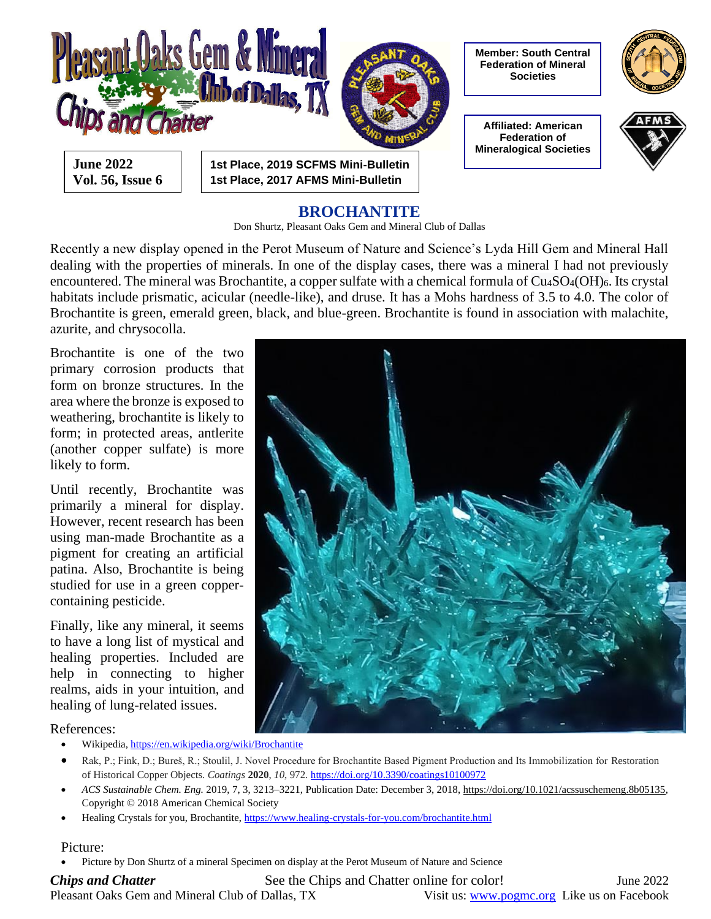# Pleasant Oaks Gem & Mineral Club of Dallas, TX

## Chips and Chatter

**Member: South Central Federation of Mineral Societies**

**Affiliated: American Federation of Mineralogical Societies**

**June 2022**
**Vol. 56, Issue 6**

**1st Place, 2019 SCFMS Mini-Bulletin**
**1st Place, 2017 AFMS Mini-Bulletin**

## BROCHANTITE

Don Shurtz, Pleasant Oaks Gem and Mineral Club of Dallas

Recently a new display opened in the Perot Museum of Nature and Science's Lyda Hill Gem and Mineral Hall dealing with the properties of minerals. In one of the display cases, there was a mineral I had not previously encountered. The mineral was Brochantite, a copper sulfate with a chemical formula of $Cu_4SO_4(OH)_6$. Its crystal habitats include prismatic, acicular (needle-like), and druse. It has a Mohs hardness of 3.5 to 4.0. The color of Brochantite is green, emerald green, black, and blue-green. Brochantite is found in association with malachite, azurite, and chrysocolla.

Brochantite is one of the two primary corrosion products that form on bronze structures. In the area where the bronze is exposed to weathering, brochantite is likely to form; in protected areas, antlerite (another copper sulfate) is more likely to form.

Until recently, Brochantite was primarily a mineral for display. However, recent research has been using man-made Brochantite as a pigment for creating an artificial patina. Also, Brochantite is being studied for use in a green copper-containing pesticide.

Finally, like any mineral, it seems to have a long list of mystical and healing properties. Included are help in connecting to higher realms, aids in your intuition, and healing of lung-related issues.

References:

- Wikipedia, https://en.wikipedia.org/wiki/Brochantite
- Rak, P.; Fink, D.; Bureš, R.; Stoulil, J. Novel Procedure for Brochantite Based Pigment Production and Its Immobilization for Restoration of Historical Copper Objects. *Coatings* **2020**, *10*, 972. https://doi.org/10.3390/coatings10100972
- *ACS Sustainable Chem. Eng.* 2019, 7, 3, 3213–3221, Publication Date: December 3, 2018, https://doi.org/10.1021/acssuschemeng.8b05135, Copyright © 2018 American Chemical Society
- Healing Crystals for you, Brochantite, https://www.healing-crystals-for-you.com/brochantite.html

Picture:

- Picture by Don Shurtz of a mineral Specimen on display at the Perot Museum of Nature and Science

See the Chips and Chatter online for color!

Visit us: www.pogmc.org Like us on Facebook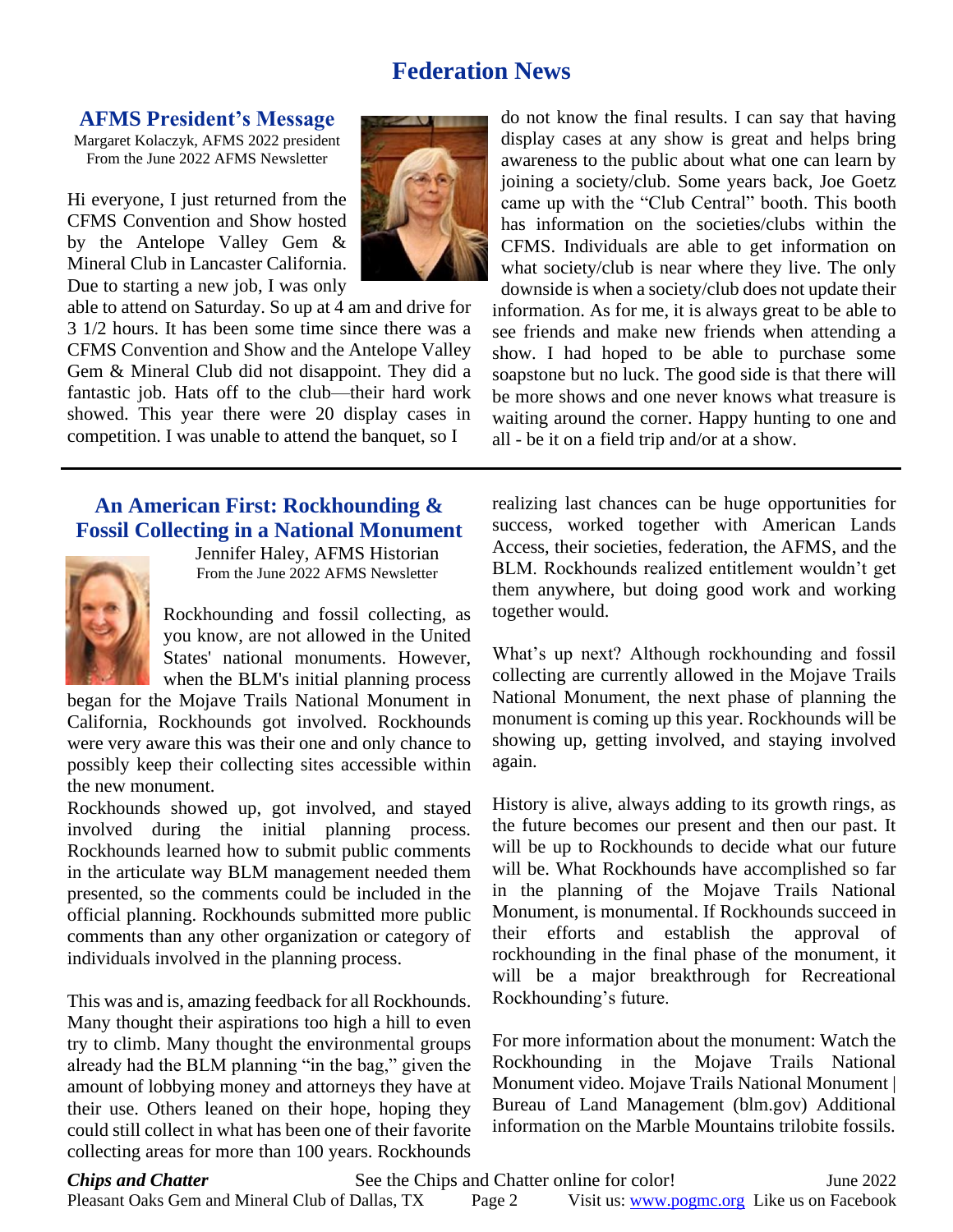# Federation News

## AFMS President's Message

Margaret Kolaczyk, AFMS 2022 president
From the June 2022 AFMS Newsletter

Hi everyone, I just returned from the CFMS Convention and Show hosted by the Antelope Valley Gem & Mineral Club in Lancaster California. Due to starting a new job, I was only able to attend on Saturday. So up at 4 am and drive for 3 1/2 hours. It has been some time since there was a CFMS Convention and Show and the Antelope Valley Gem & Mineral Club did not disappoint. They did a fantastic job. Hats off to the club—their hard work showed. This year there were 20 display cases in competition. I was unable to attend the banquet, so I do not know the final results. I can say that having display cases at any show is great and helps bring awareness to the public about what one can learn by joining a society/club. Some years back, Joe Goetz came up with the "Club Central" booth. This booth has information on the societies/clubs within the CFMS. Individuals are able to get information on what society/club is near where they live. The only downside is when a society/club does not update their information. As for me, it is always great to be able to see friends and make new friends when attending a show. I had hoped to be able to purchase some soapstone but no luck. The good side is that there will be more shows and one never knows what treasure is waiting around the corner. Happy hunting to one and all - be it on a field trip and/or at a show.

## An American First: Rockhounding & Fossil Collecting in a National Monument

Jennifer Haley, AFMS Historian
From the June 2022 AFMS Newsletter

Rockhounding and fossil collecting, as you know, are not allowed in the United States' national monuments. However, when the BLM's initial planning process began for the Mojave Trails National Monument in California, Rockhounds got involved. Rockhounds were very aware this was their one and only chance to possibly keep their collecting sites accessible within the new monument.

Rockhounds showed up, got involved, and stayed involved during the initial planning process. Rockhounds learned how to submit public comments in the articulate way BLM management needed them presented, so the comments could be included in the official planning. Rockhounds submitted more public comments than any other organization or category of individuals involved in the planning process.

This was and is, amazing feedback for all Rockhounds. Many thought their aspirations too high a hill to even try to climb. Many thought the environmental groups already had the BLM planning "in the bag," given the amount of lobbying money and attorneys they have at their use. Others leaned on their hope, hoping they could still collect in what has been one of their favorite collecting areas for more than 100 years. Rockhounds realizing last chances can be huge opportunities for success, worked together with American Lands Access, their societies, federation, the AFMS, and the BLM. Rockhounds realized entitlement wouldn't get them anywhere, but doing good work and working together would.

What's up next? Although rockhounding and fossil collecting are currently allowed in the Mojave Trails National Monument, the next phase of planning the monument is coming up this year. Rockhounds will be showing up, getting involved, and staying involved again.

History is alive, always adding to its growth rings, as the future becomes our present and then our past. It will be up to Rockhounds to decide what our future will be. What Rockhounds have accomplished so far in the planning of the Mojave Trails National Monument, is monumental. If Rockhounds succeed in their efforts and establish the approval of rockhounding in the final phase of the monument, it will be a major breakthrough for Recreational Rockhounding's future.

For more information about the monument: Watch the Rockhounding in the Mojave Trails National Monument video. Mojave Trails National Monument | Bureau of Land Management (blm.gov) Additional information on the Marble Mountains trilobite fossils.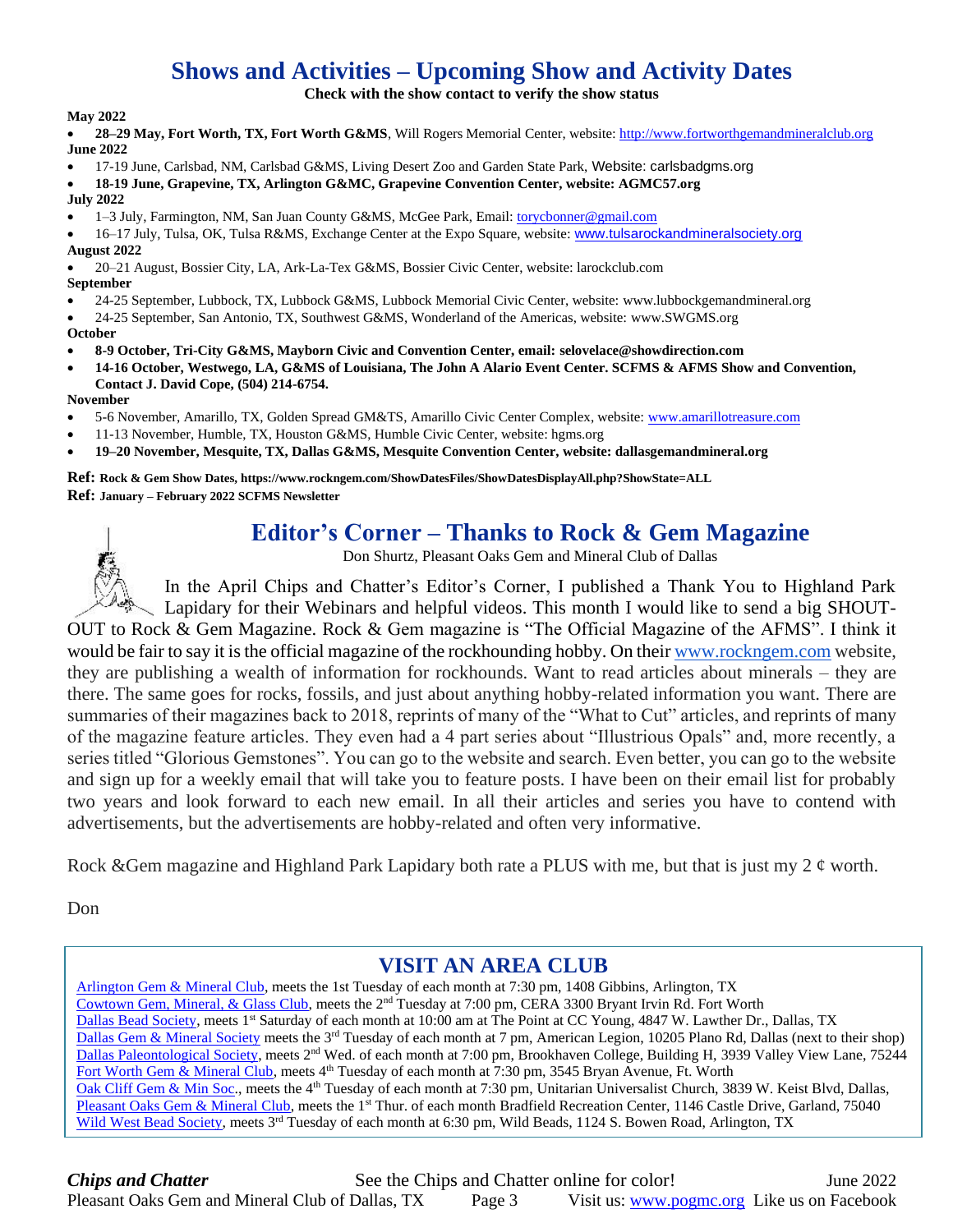# Shows and Activities – Upcoming Show and Activity Dates

**Check with the show contact to verify the show status**

**May 2022**

- **28–29 May, Fort Worth, TX, Fort Worth G&MS**, Will Rogers Memorial Center, website: http://www.fortworthgemandmineralclub.org

**June 2022**

- 17-19 June, Carlsbad, NM, Carlsbad G&MS, Living Desert Zoo and Garden State Park, Website: carlsbadgms.org
- **18-19 June, Grapevine, TX, Arlington G&MC, Grapevine Convention Center, website: AGMC57.org**

**July 2022**

- 1–3 July, Farmington, NM, San Juan County G&MS, McGee Park, Email: torycbonner@gmail.com
- 16–17 July, Tulsa, OK, Tulsa R&MS, Exchange Center at the Expo Square, website: www.tulsarockandmineralsociety.org

**August 2022**

- 20–21 August, Bossier City, LA, Ark-La-Tex G&MS, Bossier Civic Center, website: larockclub.com

**September**

- 24-25 September, Lubbock, TX, Lubbock G&MS, Lubbock Memorial Civic Center, website: www.lubbockgemandmineral.org
- 24-25 September, San Antonio, TX, Southwest G&MS, Wonderland of the Americas, website: www.SWGMS.org

**October**

- **8-9 October, Tri-City G&MS, Mayborn Civic and Convention Center, email: selovelace@showdirection.com**
- **14-16 October, Westwego, LA, G&MS of Louisiana, The John A Alario Event Center. SCFMS & AFMS Show and Convention, Contact J. David Cope, (504) 214-6754.**

**November**

- 5-6 November, Amarillo, TX, Golden Spread GM&TS, Amarillo Civic Center Complex, website: www.amarillotreasure.com
- 11-13 November, Humble, TX, Houston G&MS, Humble Civic Center, website: hgms.org
- **19–20 November, Mesquite, TX, Dallas G&MS, Mesquite Convention Center, website: dallasgemandmineral.org**

**Ref: Rock & Gem Show Dates, https://www.rockngem.com/ShowDatesFiles/ShowDatesDisplayAll.php?ShowState=ALL**
**Ref: January – February 2022 SCFMS Newsletter**

# Editor's Corner – Thanks to Rock & Gem Magazine

Don Shurtz, Pleasant Oaks Gem and Mineral Club of Dallas

In the April Chips and Chatter's Editor's Corner, I published a Thank You to Highland Park Lapidary for their Webinars and helpful videos. This month I would like to send a big SHOUT-OUT to Rock & Gem Magazine. Rock & Gem magazine is "The Official Magazine of the AFMS". I think it would be fair to say it is the official magazine of the rockhounding hobby. On their www.rockngem.com website, they are publishing a wealth of information for rockhounds. Want to read articles about minerals – they are there. The same goes for rocks, fossils, and just about anything hobby-related information you want. There are summaries of their magazines back to 2018, reprints of many of the "What to Cut" articles, and reprints of many of the magazine feature articles. They even had a 4 part series about "Illustrious Opals" and, more recently, a series titled "Glorious Gemstones". You can go to the website and search. Even better, you can go to the website and sign up for a weekly email that will take you to feature posts. I have been on their email list for probably two years and look forward to each new email. In all their articles and series you have to contend with advertisements, but the advertisements are hobby-related and often very informative.

Rock &Gem magazine and Highland Park Lapidary both rate a PLUS with me, but that is just my 2 ¢ worth.

Don

## VISIT AN AREA CLUB

Arlington Gem & Mineral Club, meets the 1st Tuesday of each month at 7:30 pm, 1408 Gibbins, Arlington, TX
Cowtown Gem, Mineral, & Glass Club, meets the 2nd Tuesday at 7:00 pm, CERA 3300 Bryant Irvin Rd. Fort Worth
Dallas Bead Society, meets 1st Saturday of each month at 10:00 am at The Point at CC Young, 4847 W. Lawther Dr., Dallas, TX
Dallas Gem & Mineral Society meets the 3rd Tuesday of each month at 7 pm, American Legion, 10205 Plano Rd, Dallas (next to their shop)
Dallas Paleontological Society, meets 2nd Wed. of each month at 7:00 pm, Brookhaven College, Building H, 3939 Valley View Lane, 75244
Fort Worth Gem & Mineral Club, meets 4th Tuesday of each month at 7:30 pm, 3545 Bryan Avenue, Ft. Worth
Oak Cliff Gem & Min Soc., meets the 4th Tuesday of each month at 7:30 pm, Unitarian Universalist Church, 3839 W. Keist Blvd, Dallas,
Pleasant Oaks Gem & Mineral Club, meets the 1st Thur. of each month Bradfield Recreation Center, 1146 Castle Drive, Garland, 75040
Wild West Bead Society, meets 3rd Tuesday of each month at 6:30 pm, Wild Beads, 1124 S. Bowen Road, Arlington, TX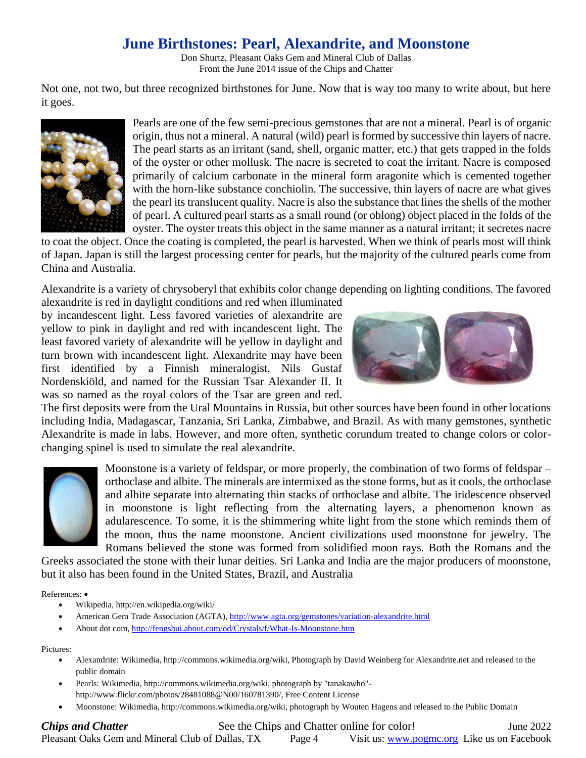# June Birthstones: Pearl, Alexandrite, and Moonstone

Don Shurtz, Pleasant Oaks Gem and Mineral Club of Dallas
From the June 2014 issue of the Chips and Chatter

Not one, not two, but three recognized birthstones for June. Now that is way too many to write about, but here it goes.

Pearls are one of the few semi-precious gemstones that are not a mineral. Pearl is of organic origin, thus not a mineral. A natural (wild) pearl is formed by successive thin layers of nacre. The pearl starts as an irritant (sand, shell, organic matter, etc.) that gets trapped in the folds of the oyster or other mollusk. The nacre is secreted to coat the irritant. Nacre is composed primarily of calcium carbonate in the mineral form aragonite which is cemented together with the horn-like substance conchiolin. The successive, thin layers of nacre are what gives the pearl its translucent quality. Nacre is also the substance that lines the shells of the mother of pearl. A cultured pearl starts as a small round (or oblong) object placed in the folds of the oyster. The oyster treats this object in the same manner as a natural irritant; it secretes nacre to coat the object. Once the coating is completed, the pearl is harvested. When we think of pearls most will think of Japan. Japan is still the largest processing center for pearls, but the majority of the cultured pearls come from China and Australia.

Alexandrite is a variety of chrysoberyl that exhibits color change depending on lighting conditions. The favored alexandrite is red in daylight conditions and red when illuminated by incandescent light. Less favored varieties of alexandrite are yellow to pink in daylight and red with incandescent light. The least favored variety of alexandrite will be yellow in daylight and turn brown with incandescent light. Alexandrite may have been first identified by a Finnish mineralogist, Nils Gustaf Nordenskiöld, and named for the Russian Tsar Alexander II. It was so named as the royal colors of the Tsar are green and red. The first deposits were from the Ural Mountains in Russia, but other sources have been found in other locations including India, Madagascar, Tanzania, Sri Lanka, Zimbabwe, and Brazil. As with many gemstones, synthetic Alexandrite is made in labs. However, and more often, synthetic corundum treated to change colors or color-changing spinel is used to simulate the real alexandrite.

Moonstone is a variety of feldspar, or more properly, the combination of two forms of feldspar – orthoclase and albite. The minerals are intermixed as the stone forms, but as it cools, the orthoclase and albite separate into alternating thin stacks of orthoclase and albite. The iridescence observed in moonstone is light reflecting from the alternating layers, a phenomenon known as adularescence. To some, it is the shimmering white light from the stone which reminds them of the moon, thus the name moonstone. Ancient civilizations used moonstone for jewelry. The Romans believed the stone was formed from solidified moon rays. Both the Romans and the Greeks associated the stone with their lunar deities. Sri Lanka and India are the major producers of moonstone, but it also has been found in the United States, Brazil, and Australia

References: •

- Wikipedia, http://en.wikipedia.org/wiki/
- American Gem Trade Association (AGTA), http://www.agta.org/gemstones/variation-alexandrite.html
- About dot com, http://fengshui.about.com/od/Crystals/f/What-Is-Moonstone.htm

Pictures:

- Alexandrite: Wikimedia, http://commons.wikimedia.org/wiki, Photograph by David Weinberg for Alexandrite.net and released to the public domain
- Pearls: Wikimedia, http://commons.wikimedia.org/wiki, photograph by "tanakawho"- http://www.flickr.com/photos/28481088@N00/160781390/, Free Content License
- Moonstone: Wikimedia, http://commons.wikimedia.org/wiki, photograph by Wouten Hagens and released to the Public Domain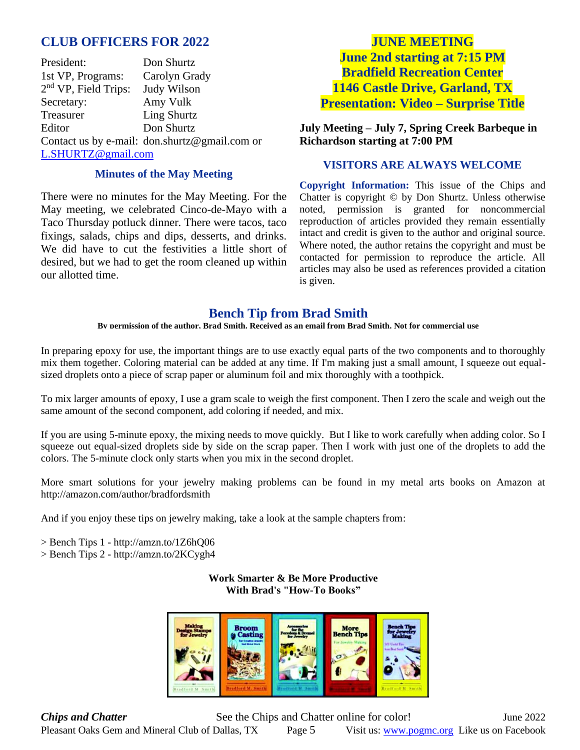## CLUB OFFICERS FOR 2022

| | |
|---|---|
| President: | Don Shurtz |
| 1st VP, Programs: | Carolyn Grady |
| 2nd VP, Field Trips: | Judy Wilson |
| Secretary: | Amy Vulk |
| Treasurer | Ling Shurtz |
| Editor | Don Shurtz |

Contact us by e-mail: don.shurtz@gmail.com or L.SHURTZ@gmail.com

### Minutes of the May Meeting

There were no minutes for the May Meeting. For the May meeting, we celebrated Cinco-de-Mayo with a Taco Thursday potluck dinner. There were tacos, taco fixings, salads, chips and dips, desserts, and drinks. We did have to cut the festivities a little short of desired, but we had to get the room cleaned up within our allotted time.

## JUNE MEETING
**June 2nd starting at 7:15 PM**
**Bradfield Recreation Center**
**1146 Castle Drive, Garland, TX**
**Presentation: Video – Surprise Title**

**July Meeting – July 7, Spring Creek Barbeque in Richardson starting at 7:00 PM**

### VISITORS ARE ALWAYS WELCOME

**Copyright Information:** This issue of the Chips and Chatter is copyright © by Don Shurtz. Unless otherwise noted, permission is granted for noncommercial reproduction of articles provided they remain essentially intact and credit is given to the author and original source. Where noted, the author retains the copyright and must be contacted for permission to reproduce the article. All articles may also be used as references provided a citation is given.

## Bench Tip from Brad Smith

**By permission of the author, Brad Smith. Received as an email from Brad Smith. Not for commercial use**

In preparing epoxy for use, the important things are to use exactly equal parts of the two components and to thoroughly mix them together. Coloring material can be added at any time. If I'm making just a small amount, I squeeze out equal-sized droplets onto a piece of scrap paper or aluminum foil and mix thoroughly with a toothpick.

To mix larger amounts of epoxy, I use a gram scale to weigh the first component. Then I zero the scale and weigh out the same amount of the second component, add coloring if needed, and mix.

If you are using 5-minute epoxy, the mixing needs to move quickly. But I like to work carefully when adding color. So I squeeze out equal-sized droplets side by side on the scrap paper. Then I work with just one of the droplets to add the colors. The 5-minute clock only starts when you mix in the second droplet.

More smart solutions for your jewelry making problems can be found in my metal arts books on Amazon at http://amazon.com/author/bradfordsmith

And if you enjoy these tips on jewelry making, take a look at the sample chapters from:

> Bench Tips 1 - http://amzn.to/1Z6hQ06
> Bench Tips 2 - http://amzn.to/2KCygh4

**Work Smarter & Be More Productive**
**With Brad's "How-To Books"**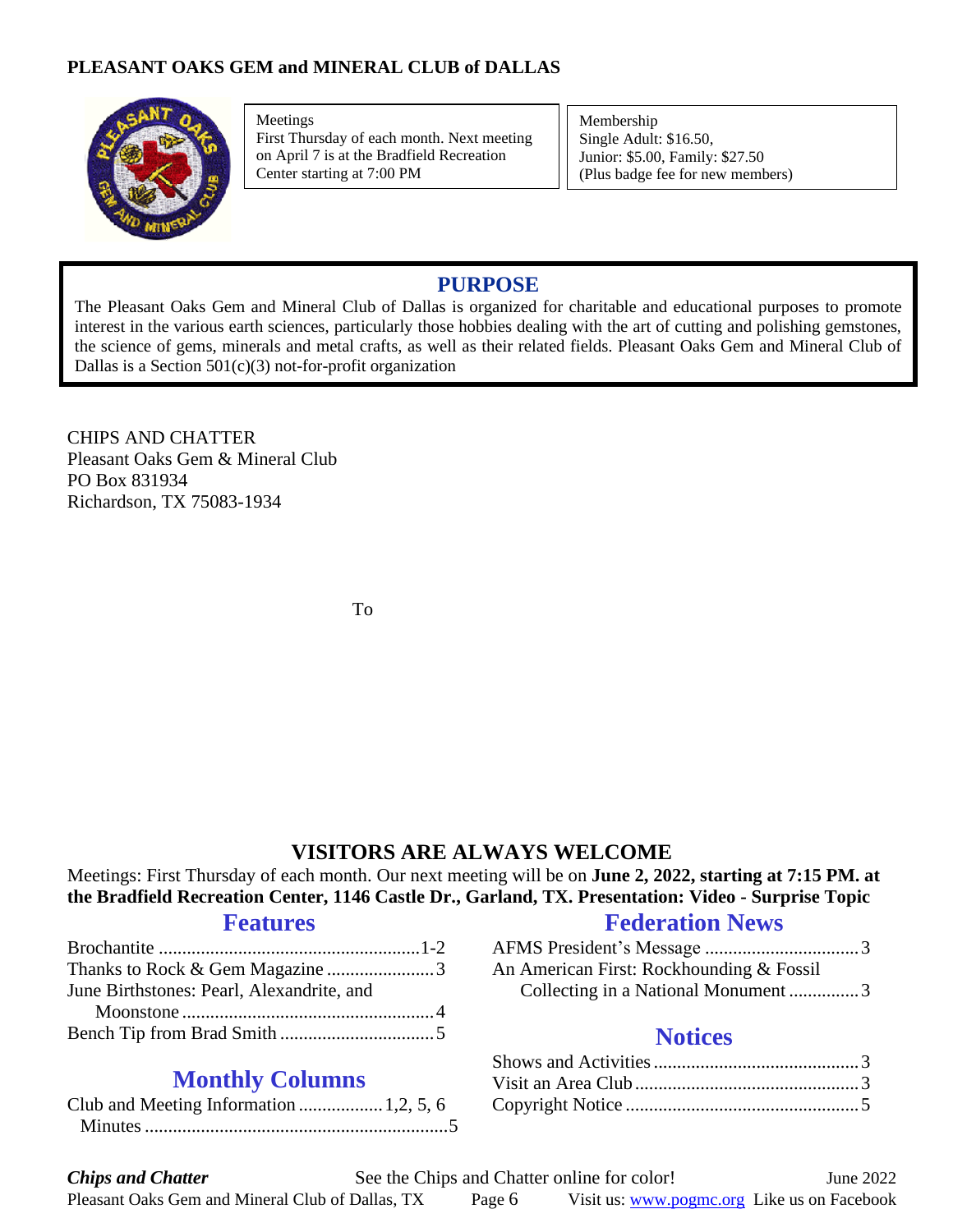**PLEASANT OAKS GEM and MINERAL CLUB of DALLAS**

Meetings
First Thursday of each month. Next meeting on April 7 is at the Bradfield Recreation Center starting at 7:00 PM

Membership
Single Adult: $16.50,
Junior: $5.00, Family: $27.50
(Plus badge fee for new members)

## PURPOSE

The Pleasant Oaks Gem and Mineral Club of Dallas is organized for charitable and educational purposes to promote interest in the various earth sciences, particularly those hobbies dealing with the art of cutting and polishing gemstones, the science of gems, minerals and metal crafts, as well as their related fields. Pleasant Oaks Gem and Mineral Club of Dallas is a Section 501(c)(3) not-for-profit organization

CHIPS AND CHATTER
Pleasant Oaks Gem & Mineral Club
PO Box 831934
Richardson, TX 75083-1934

To

## VISITORS ARE ALWAYS WELCOME

Meetings: First Thursday of each month. Our next meeting will be on **June 2, 2022, starting at 7:15 PM. at the Bradfield Recreation Center, 1146 Castle Dr., Garland, TX. Presentation: Video - Surprise Topic**

### Features

Brochantite ........................................1-2
Thanks to Rock & Gem Magazine ....................3
June Birthstones: Pearl, Alexandrite, and Moonstone ..........4
Bench Tip from Brad Smith ..........................5

### Monthly Columns

Club and Meeting Information ..................1,2, 5, 6
Minutes ..................................................5

### Federation News

AFMS President's Message ............................3
An American First: Rockhounding & Fossil Collecting in a National Monument ...............3

### Notices

Shows and Activities ....................................3
Visit an Area Club ........................................3
Copyright Notice .........................................5

See the Chips and Chatter online for color!

Visit us: www.pogmc.org Like us on Facebook